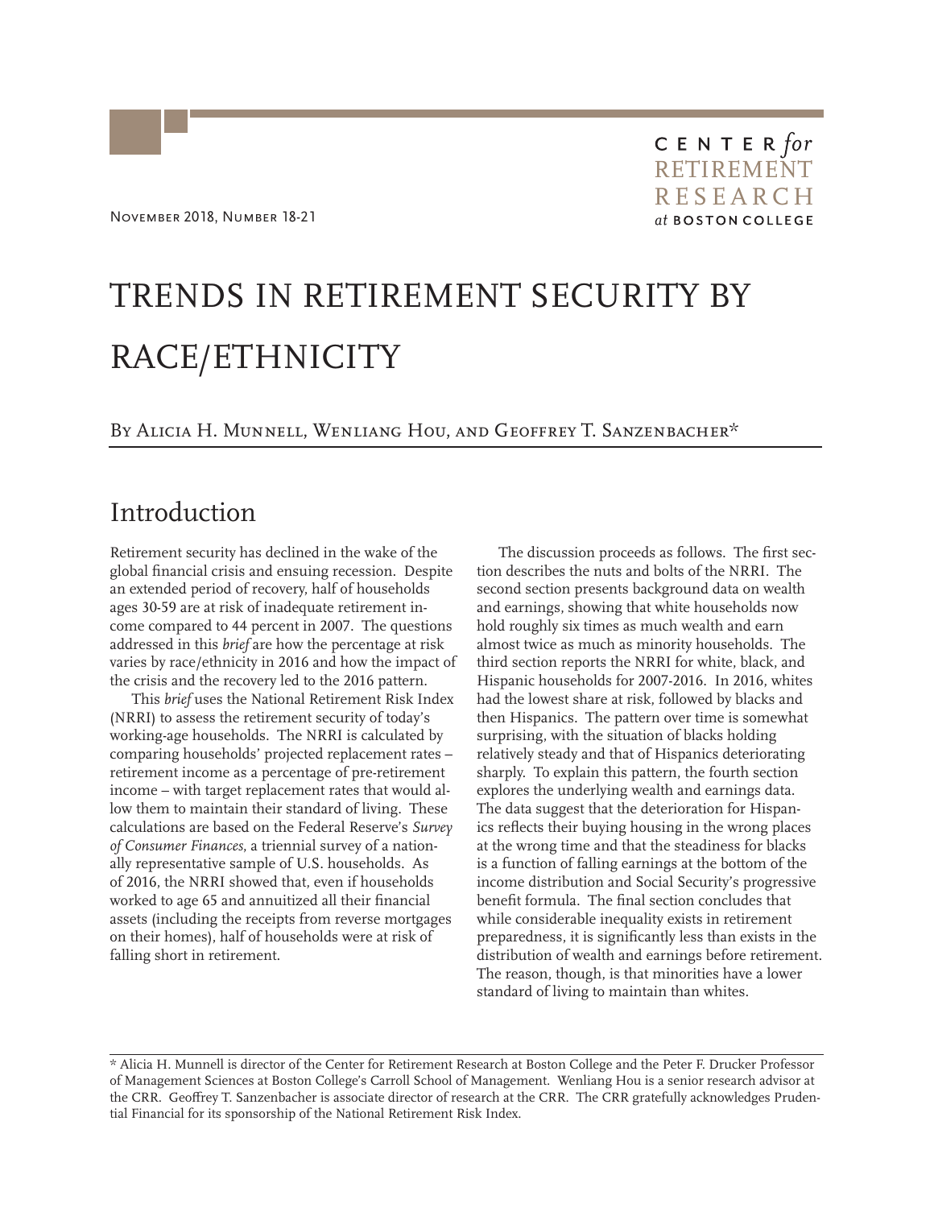November 2018, Number 18-21

CENTER *for* RETIREMENT RESEARCH *at* BOSTON COLLEGE

# TRENDS IN RETIREMENT SECURITY BY RACE/ETHNICITY

By Alicia H. Munnell, Wenliang Hou, and Geoffrey T. Sanzenbacher*

## Introduction

Retirement security has declined in the wake of the global financial crisis and ensuing recession. Despite an extended period of recovery, half of households ages 30-59 are at risk of inadequate retirement income compared to 44 percent in 2007. The questions addressed in this *brief* are how the percentage at risk varies by race/ethnicity in 2016 and how the impact of the crisis and the recovery led to the 2016 pattern.

This *brief* uses the National Retirement Risk Index (NRRI) to assess the retirement security of today's working-age households. The NRRI is calculated by comparing households' projected replacement rates – retirement income as a percentage of pre-retirement income – with target replacement rates that would allow them to maintain their standard of living. These calculations are based on the Federal Reserve's *Survey of Consumer Finances*, a triennial survey of a nationally representative sample of U.S. households. As of 2016, the NRRI showed that, even if households worked to age 65 and annuitized all their financial assets (including the receipts from reverse mortgages on their homes), half of households were at risk of falling short in retirement.

The discussion proceeds as follows. The first section describes the nuts and bolts of the NRRI. The second section presents background data on wealth and earnings, showing that white households now hold roughly six times as much wealth and earn almost twice as much as minority households. The third section reports the NRRI for white, black, and Hispanic households for 2007-2016. In 2016, whites had the lowest share at risk, followed by blacks and then Hispanics. The pattern over time is somewhat surprising, with the situation of blacks holding relatively steady and that of Hispanics deteriorating sharply. To explain this pattern, the fourth section explores the underlying wealth and earnings data. The data suggest that the deterioration for Hispanics reflects their buying housing in the wrong places at the wrong time and that the steadiness for blacks is a function of falling earnings at the bottom of the income distribution and Social Security's progressive benefit formula. The final section concludes that while considerable inequality exists in retirement preparedness, it is significantly less than exists in the distribution of wealth and earnings before retirement. The reason, though, is that minorities have a lower standard of living to maintain than whites.

\* Alicia H. Munnell is director of the Center for Retirement Research at Boston College and the Peter F. Drucker Professor of Management Sciences at Boston College's Carroll School of Management. Wenliang Hou is a senior research advisor at the CRR. Geoffrey T. Sanzenbacher is associate director of research at the CRR. The CRR gratefully acknowledges Prudential Financial for its sponsorship of the National Retirement Risk Index.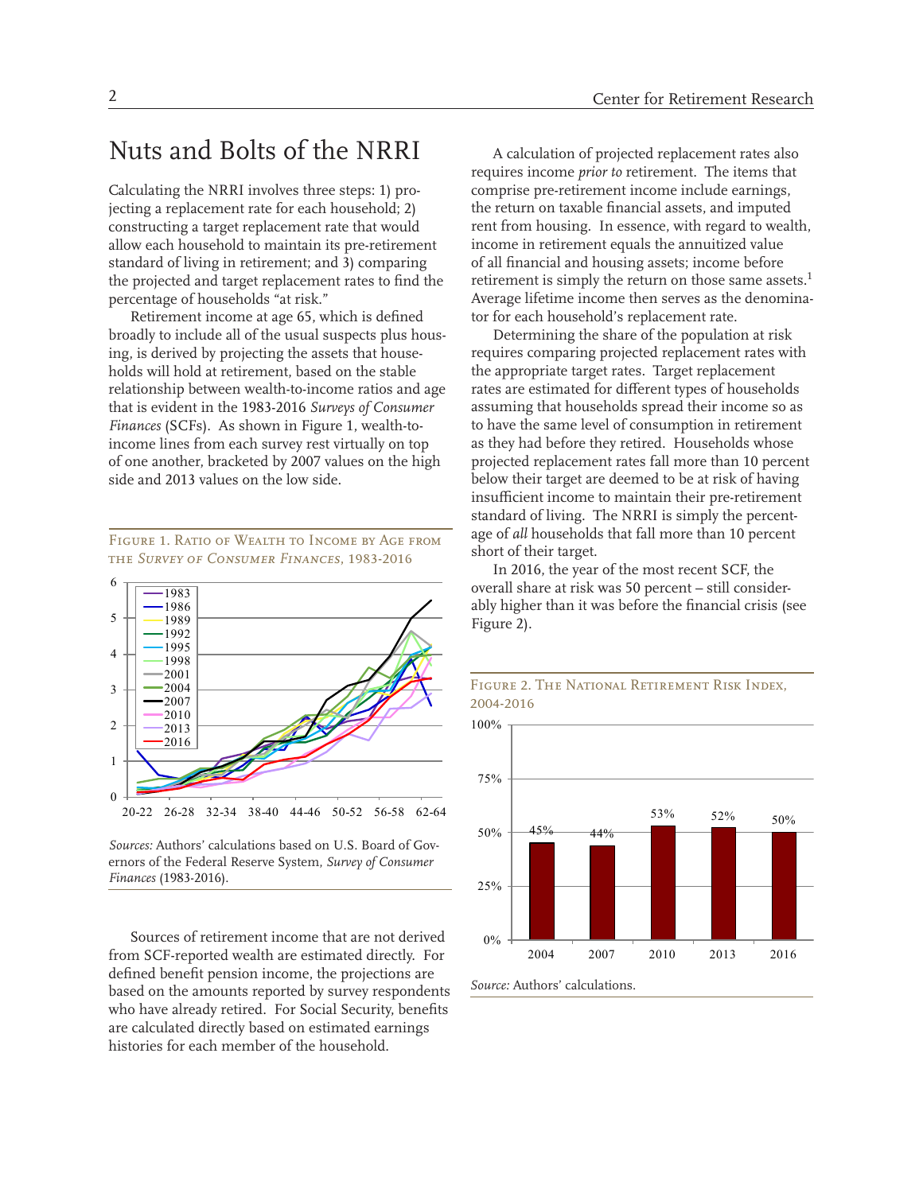## Nuts and Bolts of the NRRI

Calculating the NRRI involves three steps: 1) projecting a replacement rate for each household; 2) constructing a target replacement rate that would allow each household to maintain its pre-retirement standard of living in retirement; and 3) comparing the projected and target replacement rates to find the percentage of households "at risk."

Retirement income at age 65, which is defined broadly to include all of the usual suspects plus housing, is derived by projecting the assets that households will hold at retirement, based on the stable relationship between wealth-to-income ratios and age that is evident in the 1983-2016 *Surveys of Consumer Finances* (SCFs). As shown in Figure 1, wealth-to-income lines from each survey rest virtually on top of one another, bracketed by 2007 values on the high side and 2013 values on the low side.

Figure 1. Ratio of Wealth to Income by Age from the *Survey of Consumer Finances*, 1983-2016

*Sources:* Authors' calculations based on U.S. Board of Governors of the Federal Reserve System, *Survey of Consumer Finances* (1983-2016).

Sources of retirement income that are not derived from SCF-reported wealth are estimated directly. For defined benefit pension income, the projections are based on the amounts reported by survey respondents who have already retired. For Social Security, benefits are calculated directly based on estimated earnings histories for each member of the household.

A calculation of projected replacement rates also requires income *prior to* retirement. The items that comprise pre-retirement income include earnings, the return on taxable financial assets, and imputed rent from housing. In essence, with regard to wealth, income in retirement equals the annuitized value of all financial and housing assets; income before retirement is simply the return on those same assets.[1] Average lifetime income then serves as the denominator for each household's replacement rate.

Determining the share of the population at risk requires comparing projected replacement rates with the appropriate target rates. Target replacement rates are estimated for different types of households assuming that households spread their income so as to have the same level of consumption in retirement as they had before they retired. Households whose projected replacement rates fall more than 10 percent below their target are deemed to be at risk of having insufficient income to maintain their pre-retirement standard of living. The NRRI is simply the percentage of *all* households that fall more than 10 percent short of their target.

In 2016, the year of the most recent SCF, the overall share at risk was 50 percent – still considerably higher than it was before the financial crisis (see Figure 2).

Figure 2. The National Retirement Risk Index, 2004-2016

| Year | NRRI |
|---|---|
| 2004 | 45% |
| 2007 | 44% |
| 2010 | 53% |
| 2013 | 52% |
| 2016 | 50% |

*Source:* Authors' calculations.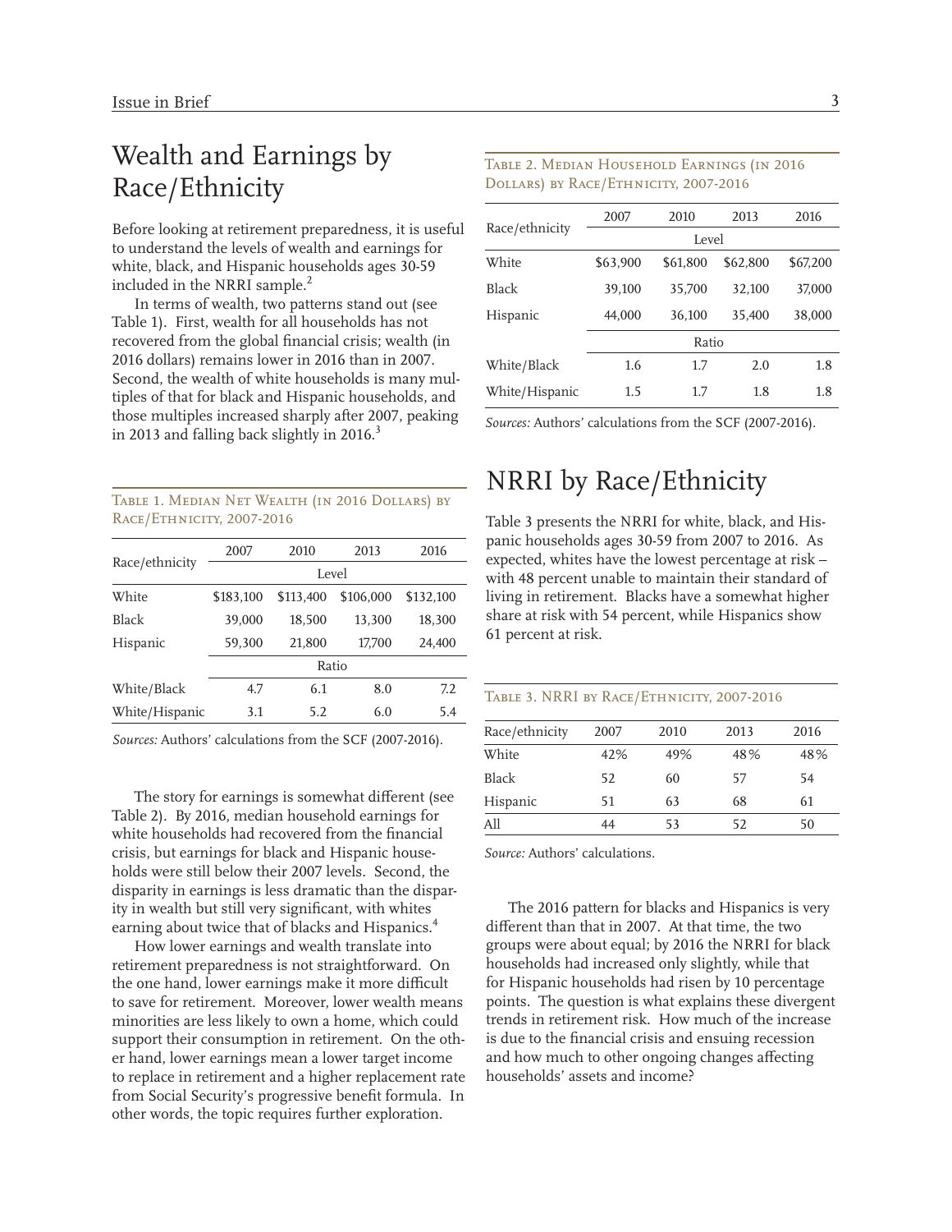## Wealth and Earnings by Race/Ethnicity

Before looking at retirement preparedness, it is useful to understand the levels of wealth and earnings for white, black, and Hispanic households ages 30-59 included in the NRRI sample.[2]

In terms of wealth, two patterns stand out (see Table 1). First, wealth for all households has not recovered from the global financial crisis; wealth (in 2016 dollars) remains lower in 2016 than in 2007. Second, the wealth of white households is many multiples of that for black and Hispanic households, and those multiples increased sharply after 2007, peaking in 2013 and falling back slightly in 2016.[3]

Table 1. Median Net Wealth (in 2016 Dollars) by Race/Ethnicity, 2007-2016

| Race/ethnicity | 2007 | 2010 | 2013 | 2016 |
|---|---|---|---|---|
| | Level | | | |
| White | $183,100 | $113,400 | $106,000 | $132,100 |
| Black | 39,000 | 18,500 | 13,300 | 18,300 |
| Hispanic | 59,300 | 21,800 | 17,700 | 24,400 |
| | Ratio | | | |
| White/Black | 4.7 | 6.1 | 8.0 | 7.2 |
| White/Hispanic | 3.1 | 5.2 | 6.0 | 5.4 |

*Sources:* Authors' calculations from the SCF (2007-2016).

The story for earnings is somewhat different (see Table 2). By 2016, median household earnings for white households had recovered from the financial crisis, but earnings for black and Hispanic households were still below their 2007 levels. Second, the disparity in earnings is less dramatic than the disparity in wealth but still very significant, with whites earning about twice that of blacks and Hispanics.[4]

How lower earnings and wealth translate into retirement preparedness is not straightforward. On the one hand, lower earnings make it more difficult to save for retirement. Moreover, lower wealth means minorities are less likely to own a home, which could support their consumption in retirement. On the other hand, lower earnings mean a lower target income to replace in retirement and a higher replacement rate from Social Security's progressive benefit formula. In other words, the topic requires further exploration.

Table 2. Median Household Earnings (in 2016 Dollars) by Race/Ethnicity, 2007-2016

| Race/ethnicity | 2007 | 2010 | 2013 | 2016 |
|---|---|---|---|---|
| | Level | | | |
| White | $63,900 | $61,800 | $62,800 | $67,200 |
| Black | 39,100 | 35,700 | 32,100 | 37,000 |
| Hispanic | 44,000 | 36,100 | 35,400 | 38,000 |
| | Ratio | | | |
| White/Black | 1.6 | 1.7 | 2.0 | 1.8 |
| White/Hispanic | 1.5 | 1.7 | 1.8 | 1.8 |

*Sources:* Authors' calculations from the SCF (2007-2016).

## NRRI by Race/Ethnicity

Table 3 presents the NRRI for white, black, and Hispanic households ages 30-59 from 2007 to 2016. As expected, whites have the lowest percentage at risk – with 48 percent unable to maintain their standard of living in retirement. Blacks have a somewhat higher share at risk with 54 percent, while Hispanics show 61 percent at risk.

Table 3. NRRI by Race/Ethnicity, 2007-2016

| Race/ethnicity | 2007 | 2010 | 2013 | 2016 |
|---|---|---|---|---|
| White | 42% | 49% | 48% | 48% |
| Black | 52 | 60 | 57 | 54 |
| Hispanic | 51 | 63 | 68 | 61 |
| All | 44 | 53 | 52 | 50 |

*Source:* Authors' calculations.

The 2016 pattern for blacks and Hispanics is very different than that in 2007. At that time, the two groups were about equal; by 2016 the NRRI for black households had increased only slightly, while that for Hispanic households had risen by 10 percentage points. The question is what explains these divergent trends in retirement risk. How much of the increase is due to the financial crisis and ensuing recession and how much to other ongoing changes affecting households' assets and income?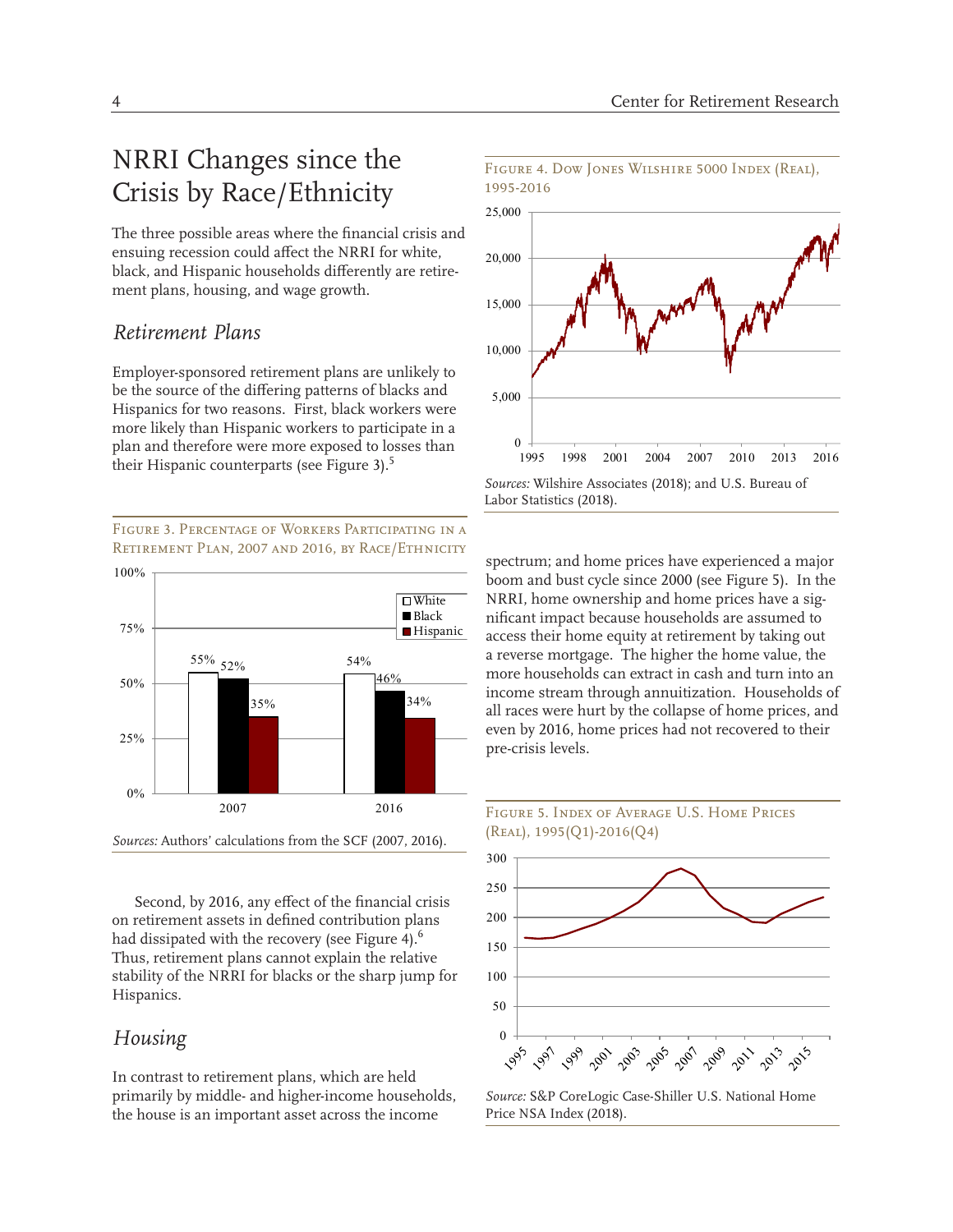## NRRI Changes since the Crisis by Race/Ethnicity

The three possible areas where the financial crisis and ensuing recession could affect the NRRI for white, black, and Hispanic households differently are retirement plans, housing, and wage growth.

### *Retirement Plans*

Employer-sponsored retirement plans are unlikely to be the source of the differing patterns of blacks and Hispanics for two reasons. First, black workers were more likely than Hispanic workers to participate in a plan and therefore were more exposed to losses than their Hispanic counterparts (see Figure 3).[5]

Figure 3. Percentage of Workers Participating in a Retirement Plan, 2007 and 2016, by Race/Ethnicity

| | White | Black | Hispanic |
|---|---|---|---|
| 2007 | 55% | 52% | 35% |
| 2016 | 54% | 46% | 34% |

*Sources:* Authors' calculations from the SCF (2007, 2016).

Second, by 2016, any effect of the financial crisis on retirement assets in defined contribution plans had dissipated with the recovery (see Figure 4).[6] Thus, retirement plans cannot explain the relative stability of the NRRI for blacks or the sharp jump for Hispanics.

Figure 4. Dow Jones Wilshire 5000 Index (Real), 1995-2016

*Sources:* Wilshire Associates (2018); and U.S. Bureau of Labor Statistics (2018).

### *Housing*

In contrast to retirement plans, which are held primarily by middle- and higher-income households, the house is an important asset across the income spectrum; and home prices have experienced a major boom and bust cycle since 2000 (see Figure 5). In the NRRI, home ownership and home prices have a significant impact because households are assumed to access their home equity at retirement by taking out a reverse mortgage. The higher the home value, the more households can extract in cash and turn into an income stream through annuitization. Households of all races were hurt by the collapse of home prices, and even by 2016, home prices had not recovered to their pre-crisis levels.

Figure 5. Index of Average U.S. Home Prices (Real), 1995(Q1)-2016(Q4)

*Source:* S&P CoreLogic Case-Shiller U.S. National Home Price NSA Index (2018).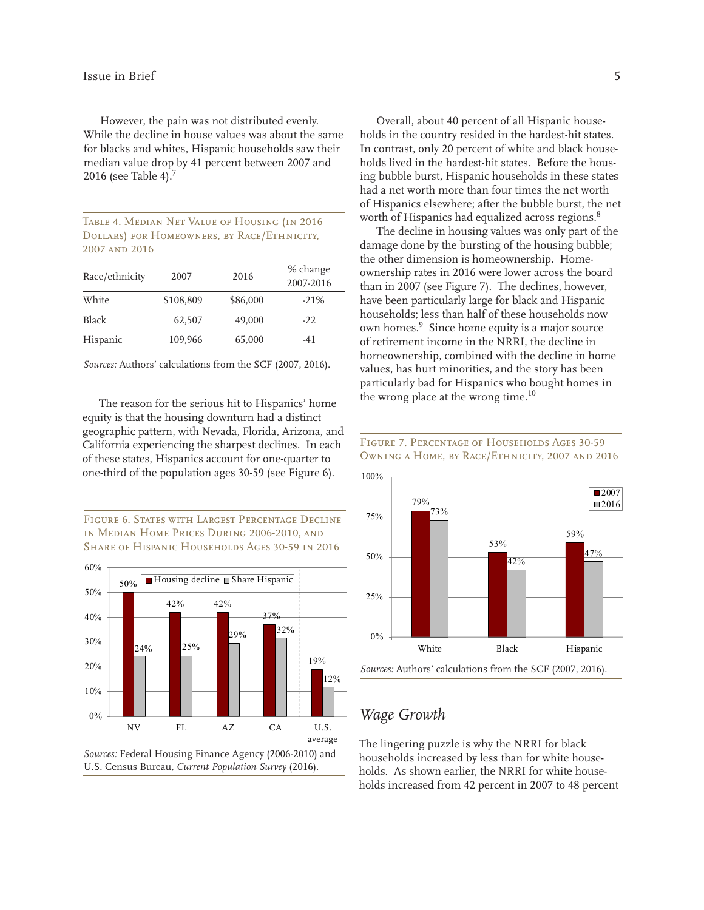However, the pain was not distributed evenly. While the decline in house values was about the same for blacks and whites, Hispanic households saw their median value drop by 41 percent between 2007 and 2016 (see Table 4).[7]

Table 4. Median Net Value of Housing (in 2016 Dollars) for Homeowners, by Race/Ethnicity, 2007 and 2016

| Race/ethnicity | 2007 | 2016 | % change 2007-2016 |
|---|---|---|---|
| White | $108,809 | $86,000 | -21% |
| Black | 62,507 | 49,000 | -22 |
| Hispanic | 109,966 | 65,000 | -41 |

*Sources:* Authors' calculations from the SCF (2007, 2016).

The reason for the serious hit to Hispanics' home equity is that the housing downturn had a distinct geographic pattern, with Nevada, Florida, Arizona, and California experiencing the sharpest declines. In each of these states, Hispanics account for one-quarter to one-third of the population ages 30-59 (see Figure 6).

Figure 6. States with Largest Percentage Decline in Median Home Prices During 2006-2010, and Share of Hispanic Households Ages 30-59 in 2016

| | NV | FL | AZ | CA | U.S. average |
|---|---|---|---|---|---|
| Housing decline | 50% | 42% | 42% | 37% | 19% |
| Share Hispanic | 24% | 25% | 29% | 32% | 12% |

*Sources:* Federal Housing Finance Agency (2006-2010) and U.S. Census Bureau, *Current Population Survey* (2016).

Overall, about 40 percent of all Hispanic households in the country resided in the hardest-hit states. In contrast, only 20 percent of white and black households lived in the hardest-hit states. Before the housing bubble burst, Hispanic households in these states had a net worth more than four times the net worth of Hispanics elsewhere; after the bubble burst, the net worth of Hispanics had equalized across regions.[8]

The decline in housing values was only part of the damage done by the bursting of the housing bubble; the other dimension is homeownership. Homeownership rates in 2016 were lower across the board than in 2007 (see Figure 7). The declines, however, have been particularly large for black and Hispanic households; less than half of these households now own homes.[9] Since home equity is a major source of retirement income in the NRRI, the decline in homeownership, combined with the decline in home values, has hurt minorities, and the story has been particularly bad for Hispanics who bought homes in the wrong place at the wrong time.[10]

Figure 7. Percentage of Households Ages 30-59 Owning a Home, by Race/Ethnicity, 2007 and 2016

| | White | Black | Hispanic |
|---|---|---|---|
| 2007 | 79% | 53% | 59% |
| 2016 | 73% | 42% | 47% |

*Sources:* Authors' calculations from the SCF (2007, 2016).

## *Wage Growth*

The lingering puzzle is why the NRRI for black households increased by less than for white households. As shown earlier, the NRRI for white households increased from 42 percent in 2007 to 48 percent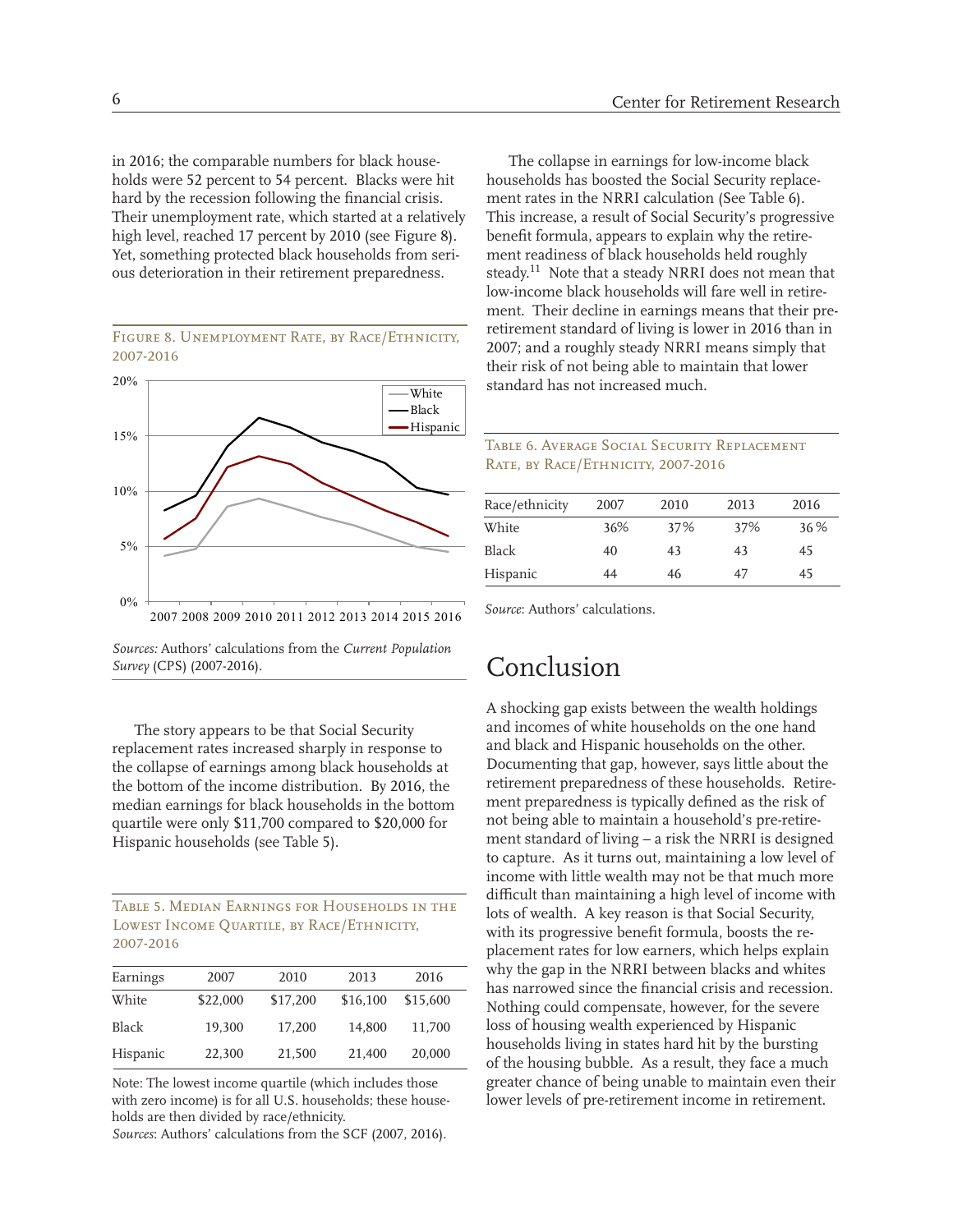in 2016; the comparable numbers for black households were 52 percent to 54 percent. Blacks were hit hard by the recession following the financial crisis. Their unemployment rate, which started at a relatively high level, reached 17 percent by 2010 (see Figure 8). Yet, something protected black households from serious deterioration in their retirement preparedness.

Figure 8. Unemployment Rate, by Race/Ethnicity, 2007-2016

*Sources:* Authors' calculations from the *Current Population Survey* (CPS) (2007-2016).

The story appears to be that Social Security replacement rates increased sharply in response to the collapse of earnings among black households at the bottom of the income distribution. By 2016, the median earnings for black households in the bottom quartile were only $11,700 compared to $20,000 for Hispanic households (see Table 5).

Table 5. Median Earnings for Households in the Lowest Income Quartile, by Race/Ethnicity, 2007-2016

| Earnings | 2007 | 2010 | 2013 | 2016 |
|---|---|---|---|---|
| White | $22,000 | $17,200 | $16,100 | $15,600 |
| Black | 19,300 | 17,200 | 14,800 | 11,700 |
| Hispanic | 22,300 | 21,500 | 21,400 | 20,000 |

Note: The lowest income quartile (which includes those with zero income) is for all U.S. households; these households are then divided by race/ethnicity.
*Sources*: Authors' calculations from the SCF (2007, 2016).

The collapse in earnings for low-income black households has boosted the Social Security replacement rates in the NRRI calculation (See Table 6). This increase, a result of Social Security's progressive benefit formula, appears to explain why the retirement readiness of black households held roughly steady.[11] Note that a steady NRRI does not mean that low-income black households will fare well in retirement. Their decline in earnings means that their pre-retirement standard of living is lower in 2016 than in 2007; and a roughly steady NRRI means simply that their risk of not being able to maintain that lower standard has not increased much.

Table 6. Average Social Security Replacement Rate, by Race/Ethnicity, 2007-2016

| Race/ethnicity | 2007 | 2010 | 2013 | 2016 |
|---|---|---|---|---|
| White | 36% | 37% | 37% | 36% |
| Black | 40 | 43 | 43 | 45 |
| Hispanic | 44 | 46 | 47 | 45 |

*Source*: Authors' calculations.

## Conclusion

A shocking gap exists between the wealth holdings and incomes of white households on the one hand and black and Hispanic households on the other. Documenting that gap, however, says little about the retirement preparedness of these households. Retirement preparedness is typically defined as the risk of not being able to maintain a household's pre-retirement standard of living – a risk the NRRI is designed to capture. As it turns out, maintaining a low level of income with little wealth may not be that much more difficult than maintaining a high level of income with lots of wealth. A key reason is that Social Security, with its progressive benefit formula, boosts the replacement rates for low earners, which helps explain why the gap in the NRRI between blacks and whites has narrowed since the financial crisis and recession. Nothing could compensate, however, for the severe loss of housing wealth experienced by Hispanic households living in states hard hit by the bursting of the housing bubble. As a result, they face a much greater chance of being unable to maintain even their lower levels of pre-retirement income in retirement.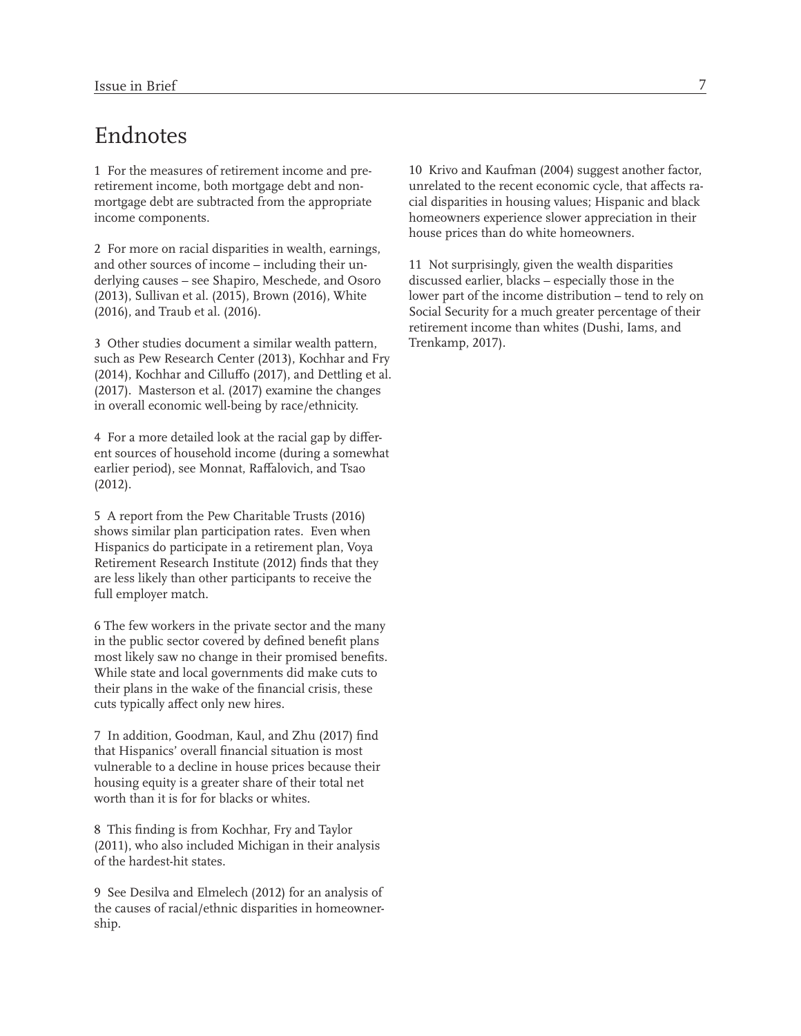# Endnotes

1 For the measures of retirement income and pre-retirement income, both mortgage debt and non-mortgage debt are subtracted from the appropriate income components.

2 For more on racial disparities in wealth, earnings, and other sources of income – including their underlying causes – see Shapiro, Meschede, and Osoro (2013), Sullivan et al. (2015), Brown (2016), White (2016), and Traub et al. (2016).

3 Other studies document a similar wealth pattern, such as Pew Research Center (2013), Kochhar and Fry (2014), Kochhar and Cilluffo (2017), and Dettling et al. (2017). Masterson et al. (2017) examine the changes in overall economic well-being by race/ethnicity.

4 For a more detailed look at the racial gap by different sources of household income (during a somewhat earlier period), see Monnat, Raffalovich, and Tsao (2012).

5 A report from the Pew Charitable Trusts (2016) shows similar plan participation rates. Even when Hispanics do participate in a retirement plan, Voya Retirement Research Institute (2012) finds that they are less likely than other participants to receive the full employer match.

6 The few workers in the private sector and the many in the public sector covered by defined benefit plans most likely saw no change in their promised benefits. While state and local governments did make cuts to their plans in the wake of the financial crisis, these cuts typically affect only new hires.

7 In addition, Goodman, Kaul, and Zhu (2017) find that Hispanics' overall financial situation is most vulnerable to a decline in house prices because their housing equity is a greater share of their total net worth than it is for for blacks or whites.

8 This finding is from Kochhar, Fry and Taylor (2011), who also included Michigan in their analysis of the hardest-hit states.

9 See Desilva and Elmelech (2012) for an analysis of the causes of racial/ethnic disparities in homeownership.

10 Krivo and Kaufman (2004) suggest another factor, unrelated to the recent economic cycle, that affects racial disparities in housing values; Hispanic and black homeowners experience slower appreciation in their house prices than do white homeowners.

11 Not surprisingly, given the wealth disparities discussed earlier, blacks – especially those in the lower part of the income distribution – tend to rely on Social Security for a much greater percentage of their retirement income than whites (Dushi, Iams, and Trenkamp, 2017).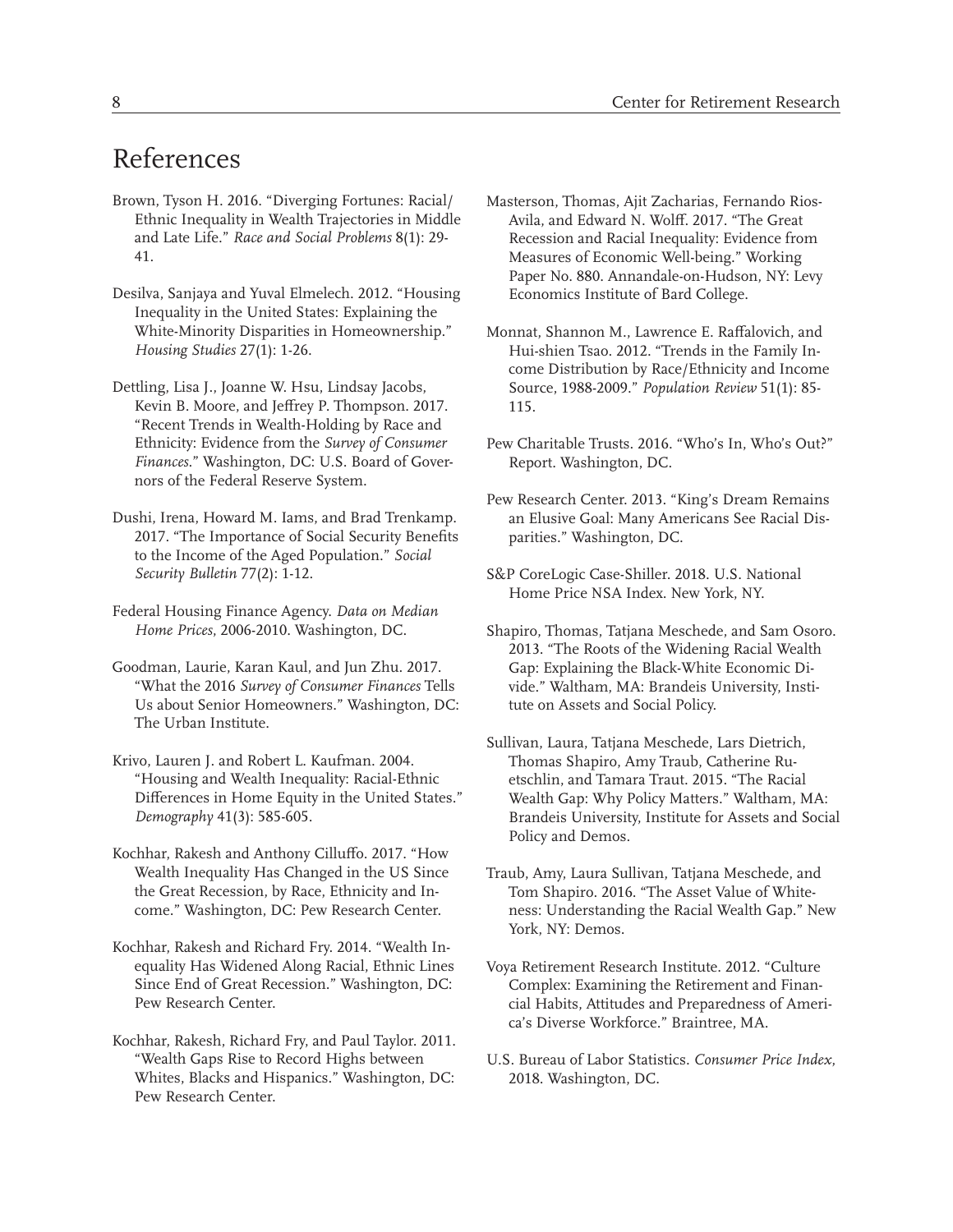# References

Brown, Tyson H. 2016. "Diverging Fortunes: Racial/Ethnic Inequality in Wealth Trajectories in Middle and Late Life." *Race and Social Problems* 8(1): 29-41.

Desilva, Sanjaya and Yuval Elmelech. 2012. "Housing Inequality in the United States: Explaining the White-Minority Disparities in Homeownership." *Housing Studies* 27(1): 1-26.

Dettling, Lisa J., Joanne W. Hsu, Lindsay Jacobs, Kevin B. Moore, and Jeffrey P. Thompson. 2017. "Recent Trends in Wealth-Holding by Race and Ethnicity: Evidence from the *Survey of Consumer Finances*." Washington, DC: U.S. Board of Governors of the Federal Reserve System.

Dushi, Irena, Howard M. Iams, and Brad Trenkamp. 2017. "The Importance of Social Security Benefits to the Income of the Aged Population." *Social Security Bulletin* 77(2): 1-12.

Federal Housing Finance Agency. *Data on Median Home Prices*, 2006-2010. Washington, DC.

Goodman, Laurie, Karan Kaul, and Jun Zhu. 2017. "What the 2016 *Survey of Consumer Finances* Tells Us about Senior Homeowners." Washington, DC: The Urban Institute.

Krivo, Lauren J. and Robert L. Kaufman. 2004. "Housing and Wealth Inequality: Racial-Ethnic Differences in Home Equity in the United States." *Demography* 41(3): 585-605.

Kochhar, Rakesh and Anthony Cilluffo. 2017. "How Wealth Inequality Has Changed in the US Since the Great Recession, by Race, Ethnicity and Income." Washington, DC: Pew Research Center.

Kochhar, Rakesh and Richard Fry. 2014. "Wealth Inequality Has Widened Along Racial, Ethnic Lines Since End of Great Recession." Washington, DC: Pew Research Center.

Kochhar, Rakesh, Richard Fry, and Paul Taylor. 2011. "Wealth Gaps Rise to Record Highs between Whites, Blacks and Hispanics." Washington, DC: Pew Research Center.

Masterson, Thomas, Ajit Zacharias, Fernando Rios-Avila, and Edward N. Wolff. 2017. "The Great Recession and Racial Inequality: Evidence from Measures of Economic Well-being." Working Paper No. 880. Annandale-on-Hudson, NY: Levy Economics Institute of Bard College.

Monnat, Shannon M., Lawrence E. Raffalovich, and Hui-shien Tsao. 2012. "Trends in the Family Income Distribution by Race/Ethnicity and Income Source, 1988-2009." *Population Review* 51(1): 85-115.

Pew Charitable Trusts. 2016. "Who's In, Who's Out?" Report. Washington, DC.

Pew Research Center. 2013. "King's Dream Remains an Elusive Goal: Many Americans See Racial Disparities." Washington, DC.

S&P CoreLogic Case-Shiller. 2018. U.S. National Home Price NSA Index. New York, NY.

Shapiro, Thomas, Tatjana Meschede, and Sam Osoro. 2013. "The Roots of the Widening Racial Wealth Gap: Explaining the Black-White Economic Divide." Waltham, MA: Brandeis University, Institute on Assets and Social Policy.

Sullivan, Laura, Tatjana Meschede, Lars Dietrich, Thomas Shapiro, Amy Traub, Catherine Ruetschlin, and Tamara Traut. 2015. "The Racial Wealth Gap: Why Policy Matters." Waltham, MA: Brandeis University, Institute for Assets and Social Policy and Demos.

Traub, Amy, Laura Sullivan, Tatjana Meschede, and Tom Shapiro. 2016. "The Asset Value of Whiteness: Understanding the Racial Wealth Gap." New York, NY: Demos.

Voya Retirement Research Institute. 2012. "Culture Complex: Examining the Retirement and Financial Habits, Attitudes and Preparedness of America's Diverse Workforce." Braintree, MA.

U.S. Bureau of Labor Statistics. *Consumer Price Index*, 2018. Washington, DC.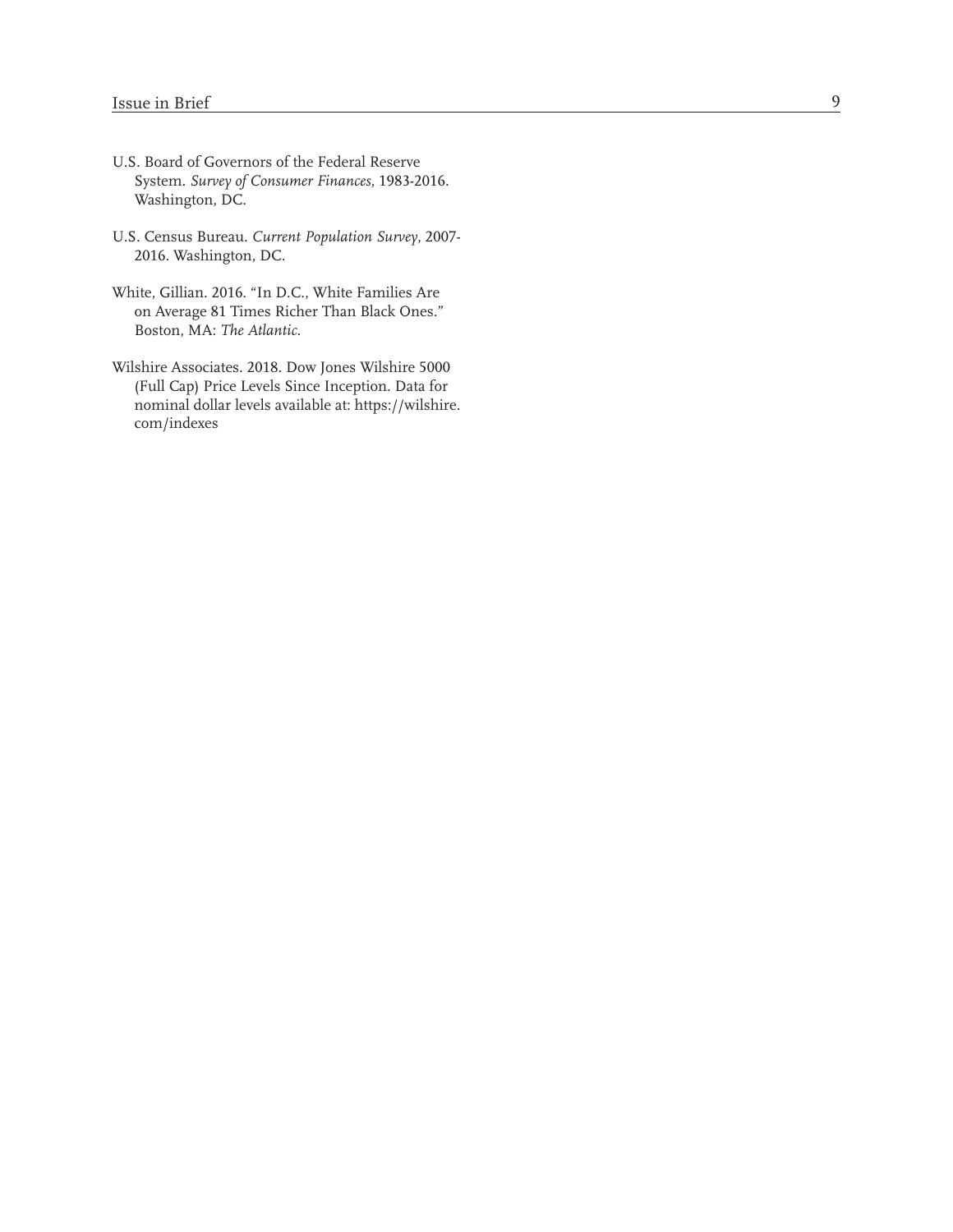U.S. Board of Governors of the Federal Reserve System. *Survey of Consumer Finances*, 1983-2016. Washington, DC.

U.S. Census Bureau. *Current Population Survey*, 2007-2016. Washington, DC.

White, Gillian. 2016. "In D.C., White Families Are on Average 81 Times Richer Than Black Ones." Boston, MA: *The Atlantic*.

Wilshire Associates. 2018. Dow Jones Wilshire 5000 (Full Cap) Price Levels Since Inception. Data for nominal dollar levels available at: https://wilshire.com/indexes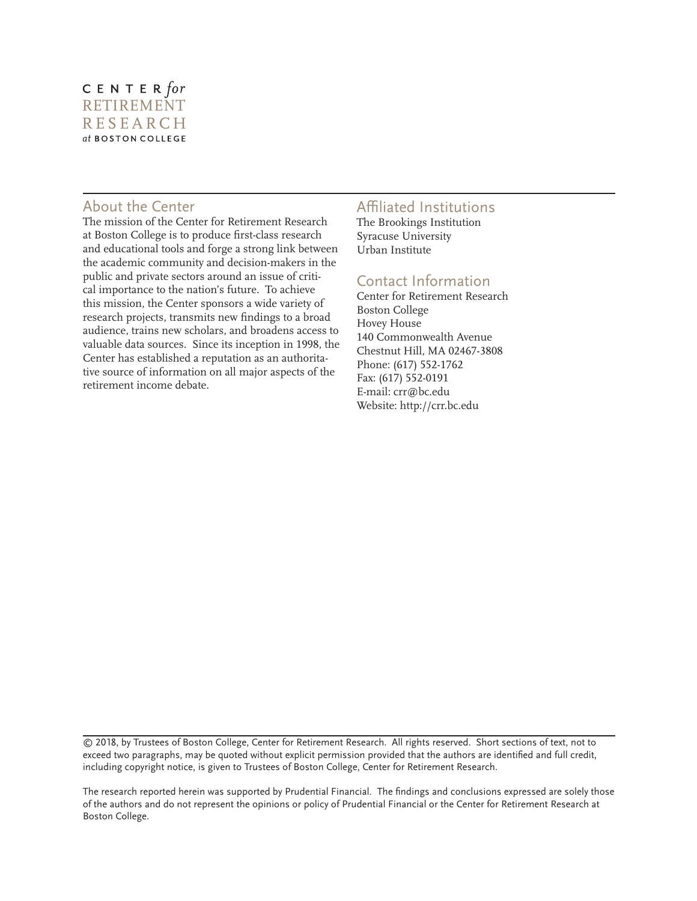CENTER *for*
RETIREMENT
RESEARCH
*at* BOSTON COLLEGE

## About the Center

The mission of the Center for Retirement Research at Boston College is to produce first-class research and educational tools and forge a strong link between the academic community and decision-makers in the public and private sectors around an issue of critical importance to the nation's future. To achieve this mission, the Center sponsors a wide variety of research projects, transmits new findings to a broad audience, trains new scholars, and broadens access to valuable data sources. Since its inception in 1998, the Center has established a reputation as an authoritative source of information on all major aspects of the retirement income debate.

## Affiliated Institutions

The Brookings Institution
Syracuse University
Urban Institute

## Contact Information

Center for Retirement Research
Boston College
Hovey House
140 Commonwealth Avenue
Chestnut Hill, MA 02467-3808
Phone: (617) 552-1762
Fax: (617) 552-0191
E-mail: crr@bc.edu
Website: http://crr.bc.edu

© 2018, by Trustees of Boston College, Center for Retirement Research. All rights reserved. Short sections of text, not to exceed two paragraphs, may be quoted without explicit permission provided that the authors are identified and full credit, including copyright notice, is given to Trustees of Boston College, Center for Retirement Research.

The research reported herein was supported by Prudential Financial. The findings and conclusions expressed are solely those of the authors and do not represent the opinions or policy of Prudential Financial or the Center for Retirement Research at Boston College.